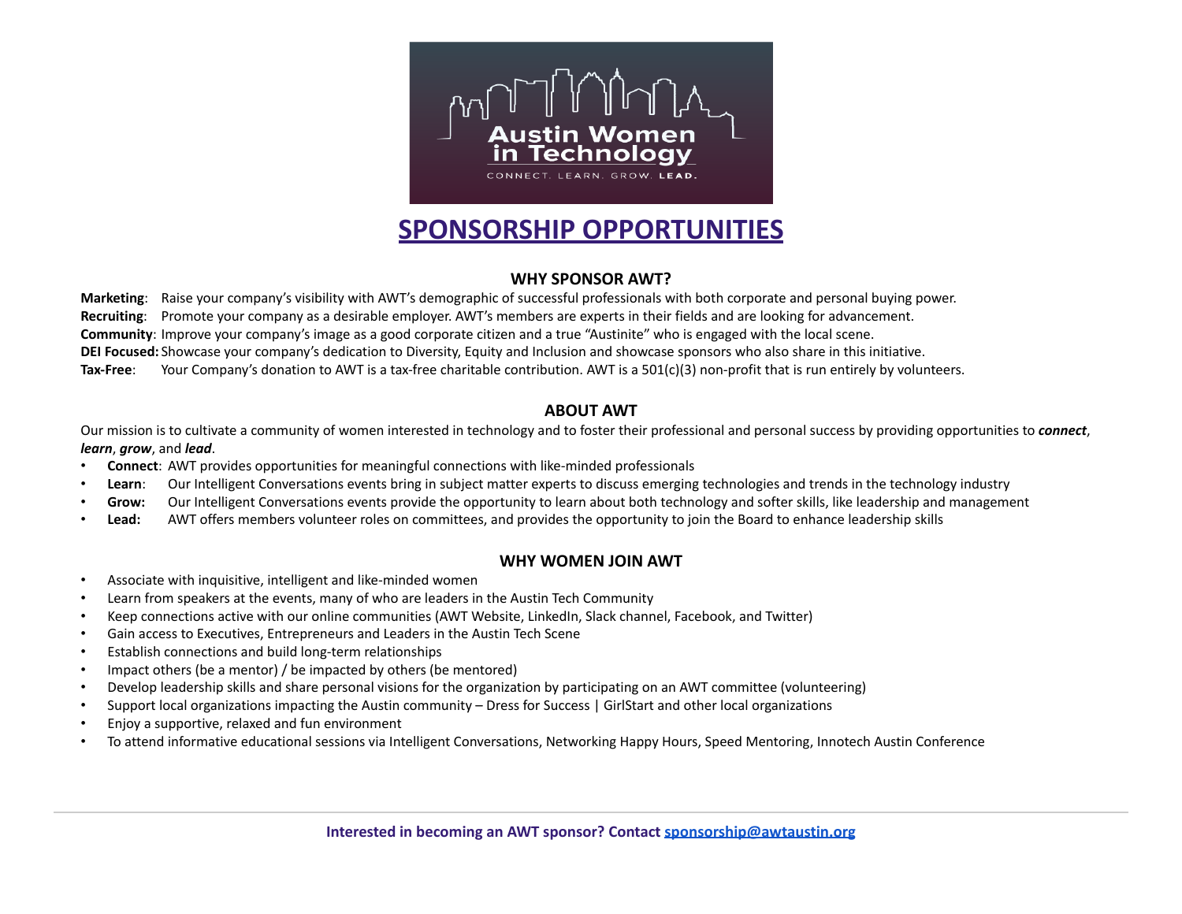Austin Women in Technology

CONNECT. LEARN. GROW. **LEAD.**

# SPONSORSHIP OPPORTUNITIES

## WHY SPONSOR AWT?

**Marketing**: Raise your company's visibility with AWT's demographic of successful professionals with both corporate and personal buying power.
**Recruiting**: Promote your company as a desirable employer. AWT's members are experts in their fields and are looking for advancement.
**Community**: Improve your company's image as a good corporate citizen and a true "Austinite" who is engaged with the local scene.
**DEI Focused:** Showcase your company's dedication to Diversity, Equity and Inclusion and showcase sponsors who also share in this initiative.
**Tax-Free**: Your Company's donation to AWT is a tax-free charitable contribution. AWT is a 501(c)(3) non-profit that is run entirely by volunteers.

## ABOUT AWT

Our mission is to cultivate a community of women interested in technology and to foster their professional and personal success by providing opportunities to ***connect***, ***learn***, ***grow***, and ***lead***.

- **Connect**: AWT provides opportunities for meaningful connections with like-minded professionals
- **Learn**: Our Intelligent Conversations events bring in subject matter experts to discuss emerging technologies and trends in the technology industry
- **Grow:** Our Intelligent Conversations events provide the opportunity to learn about both technology and softer skills, like leadership and management
- **Lead:** AWT offers members volunteer roles on committees, and provides the opportunity to join the Board to enhance leadership skills

## WHY WOMEN JOIN AWT

- Associate with inquisitive, intelligent and like-minded women
- Learn from speakers at the events, many of who are leaders in the Austin Tech Community
- Keep connections active with our online communities (AWT Website, LinkedIn, Slack channel, Facebook, and Twitter)
- Gain access to Executives, Entrepreneurs and Leaders in the Austin Tech Scene
- Establish connections and build long-term relationships
- Impact others (be a mentor) / be impacted by others (be mentored)
- Develop leadership skills and share personal visions for the organization by participating on an AWT committee (volunteering)
- Support local organizations impacting the Austin community – Dress for Success | GirlStart and other local organizations
- Enjoy a supportive, relaxed and fun environment
- To attend informative educational sessions via Intelligent Conversations, Networking Happy Hours, Speed Mentoring, Innotech Austin Conference

**Interested in becoming an AWT sponsor? Contact sponsorship@awtaustin.org**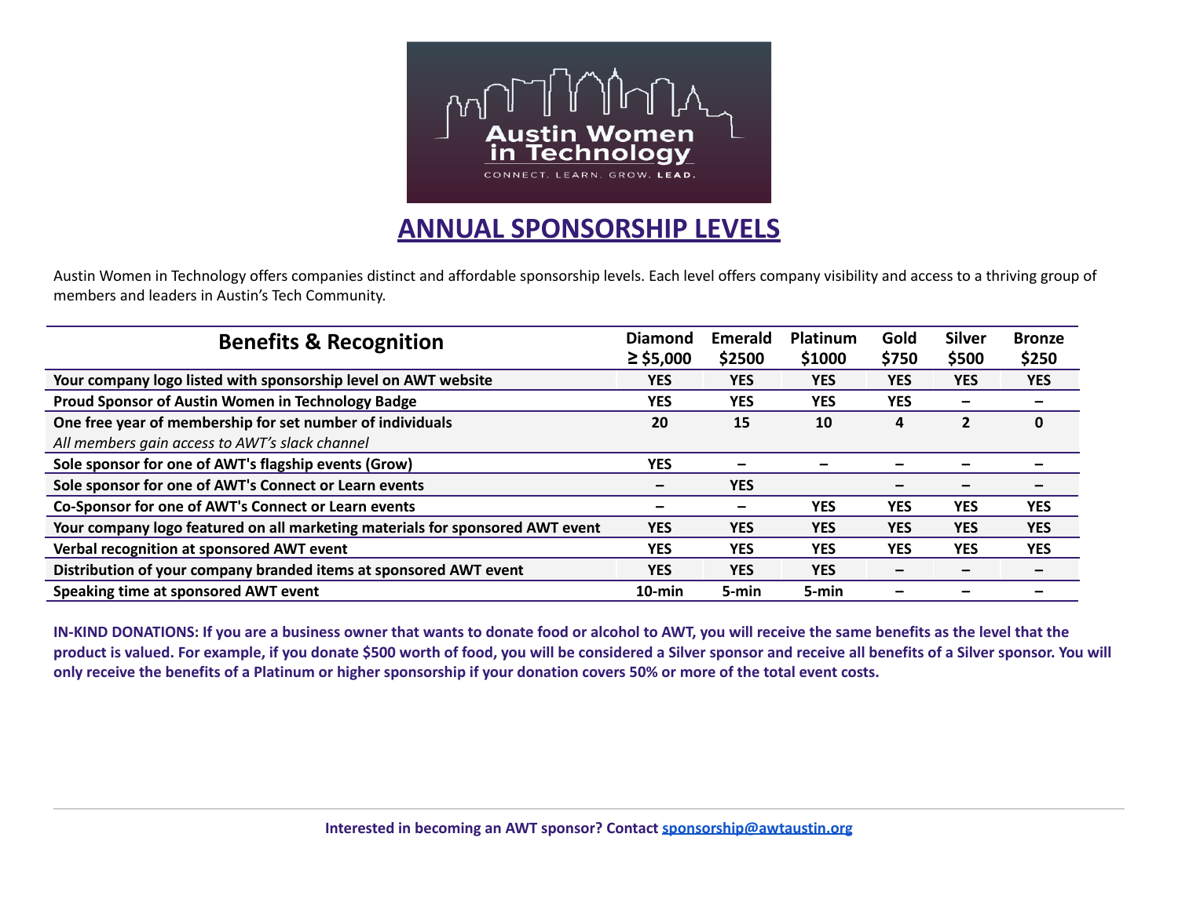Austin Women in Technology

CONNECT. LEARN. GROW. LEAD.

# ANNUAL SPONSORSHIP LEVELS

Austin Women in Technology offers companies distinct and affordable sponsorship levels. Each level offers company visibility and access to a thriving group of members and leaders in Austin's Tech Community.

| Benefits & Recognition | Diamond ≥ $5,000 | Emerald $2500 | Platinum $1000 | Gold $750 | Silver $500 | Bronze $250 |
|---|---|---|---|---|---|---|
| **Your company logo listed with sponsorship level on AWT website** | YES | YES | YES | YES | YES | YES |
| **Proud Sponsor of Austin Women in Technology Badge** | YES | YES | YES | YES | – | – |
| **One free year of membership for set number of individuals** *All members gain access to AWT's slack channel* | 20 | 15 | 10 | 4 | 2 | 0 |
| **Sole sponsor for one of AWT's flagship events (Grow)** | YES | – | – | – | – | – |
| **Sole sponsor for one of AWT's Connect or Learn events** | – | YES | | – | – | – |
| **Co-Sponsor for one of AWT's Connect or Learn events** | – | – | YES | YES | YES | YES |
| **Your company logo featured on all marketing materials for sponsored AWT event** | YES | YES | YES | YES | YES | YES |
| **Verbal recognition at sponsored AWT event** | YES | YES | YES | YES | YES | YES |
| **Distribution of your company branded items at sponsored AWT event** | YES | YES | YES | – | – | – |
| **Speaking time at sponsored AWT event** | 10-min | 5-min | 5-min | – | – | – |

**IN-KIND DONATIONS: If you are a business owner that wants to donate food or alcohol to AWT, you will receive the same benefits as the level that the product is valued. For example, if you donate $500 worth of food, you will be considered a Silver sponsor and receive all benefits of a Silver sponsor. You will only receive the benefits of a Platinum or higher sponsorship if your donation covers 50% or more of the total event costs.**

---

**Interested in becoming an AWT sponsor? Contact [sponsorship@awtaustin.org](mailto:sponsorship@awtaustin.org)**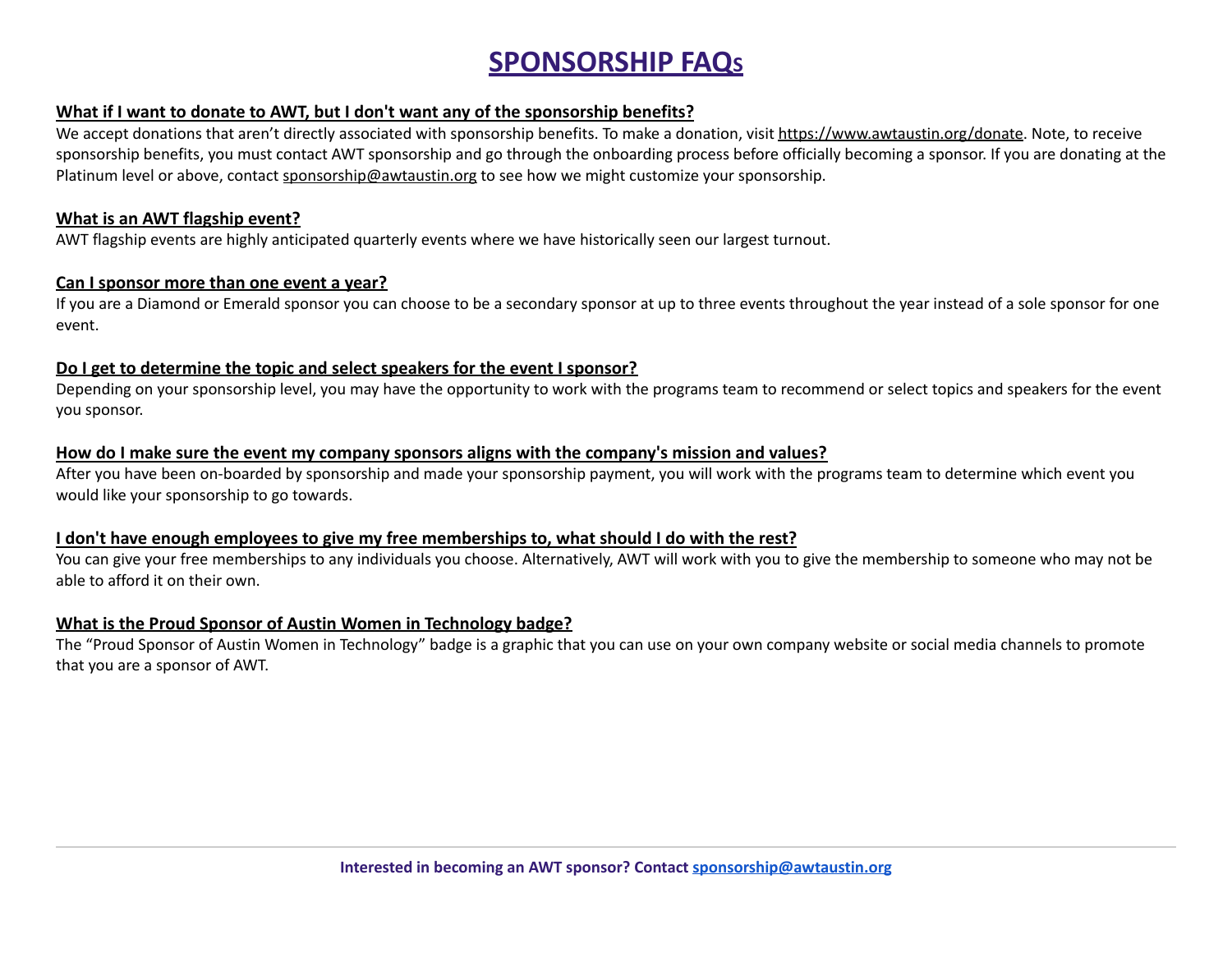# SPONSORSHIP FAQs

**What if I want to donate to AWT, but I don't want any of the sponsorship benefits?**

We accept donations that aren't directly associated with sponsorship benefits. To make a donation, visit https://www.awtaustin.org/donate. Note, to receive sponsorship benefits, you must contact AWT sponsorship and go through the onboarding process before officially becoming a sponsor. If you are donating at the Platinum level or above, contact sponsorship@awtaustin.org to see how we might customize your sponsorship.

**What is an AWT flagship event?**

AWT flagship events are highly anticipated quarterly events where we have historically seen our largest turnout.

**Can I sponsor more than one event a year?**

If you are a Diamond or Emerald sponsor you can choose to be a secondary sponsor at up to three events throughout the year instead of a sole sponsor for one event.

**Do I get to determine the topic and select speakers for the event I sponsor?**

Depending on your sponsorship level, you may have the opportunity to work with the programs team to recommend or select topics and speakers for the event you sponsor.

**How do I make sure the event my company sponsors aligns with the company's mission and values?**

After you have been on-boarded by sponsorship and made your sponsorship payment, you will work with the programs team to determine which event you would like your sponsorship to go towards.

**I don't have enough employees to give my free memberships to, what should I do with the rest?**

You can give your free memberships to any individuals you choose. Alternatively, AWT will work with you to give the membership to someone who may not be able to afford it on their own.

**What is the Proud Sponsor of Austin Women in Technology badge?**

The "Proud Sponsor of Austin Women in Technology" badge is a graphic that you can use on your own company website or social media channels to promote that you are a sponsor of AWT.

**Interested in becoming an AWT sponsor? Contact sponsorship@awtaustin.org**